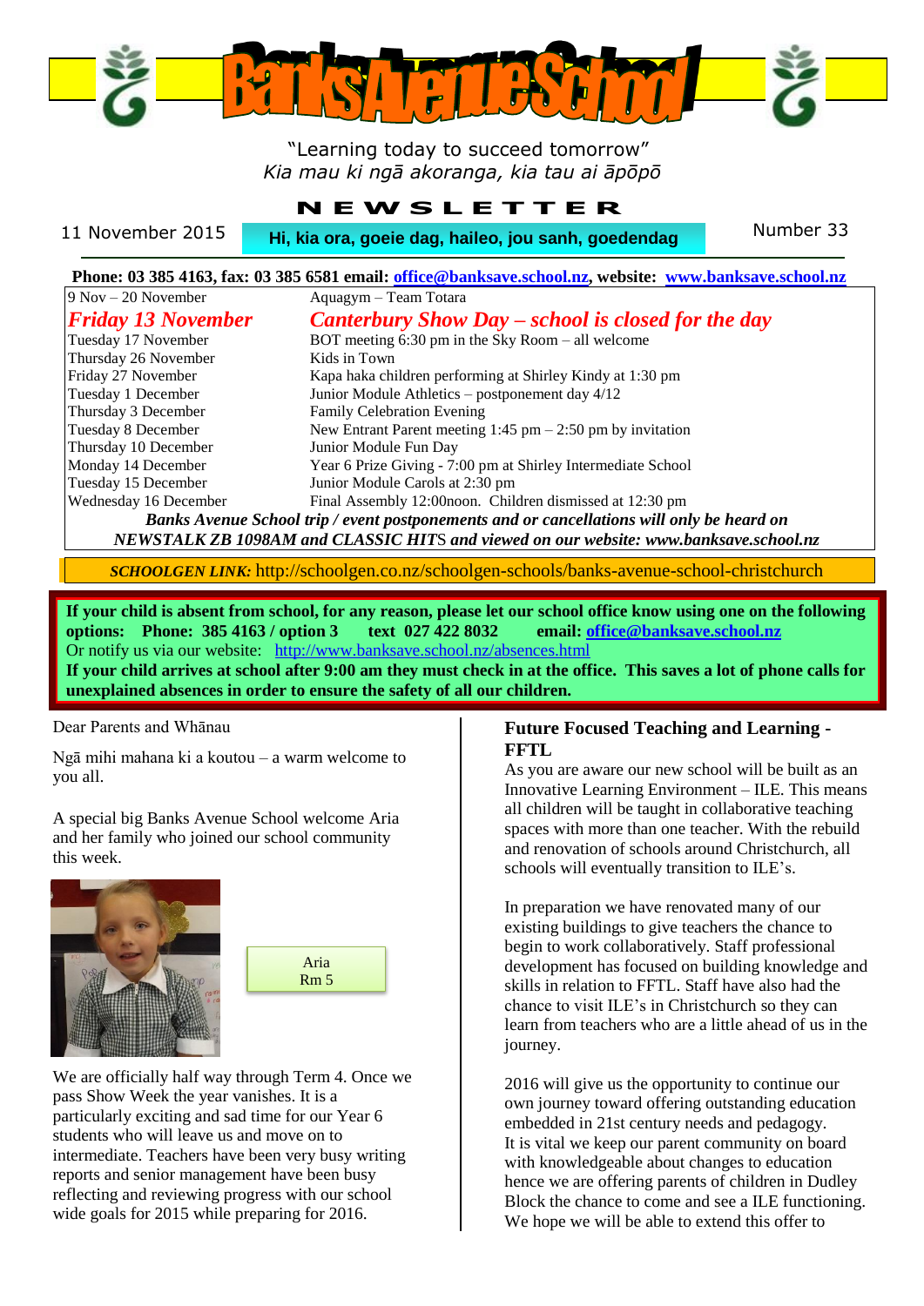# Banks Avenue School

"Learning today to succeed tomorrow"
*Kia mau ki ngā akoranga, kia tau ai āpōpō*

## NEWSLETTER

11 November 2015 | **Hi, kia ora, goeie dag, haileo, jou sanh, goedendag** | Number 33

**Phone: 03 385 4163, fax: 03 385 6581 email: office@banksave.school.nz, website: www.banksave.school.nz**

| | |
|---|---|
| 9 Nov – 20 November | Aquagym – Team Totara |
| ***Friday 13 November*** | ***Canterbury Show Day – school is closed for the day*** |
| Tuesday 17 November | BOT meeting 6:30 pm in the Sky Room – all welcome |
| Thursday 26 November | Kids in Town |
| Friday 27 November | Kapa haka children performing at Shirley Kindy at 1:30 pm |
| Tuesday 1 December | Junior Module Athletics – postponement day 4/12 |
| Thursday 3 December | Family Celebration Evening |
| Tuesday 8 December | New Entrant Parent meeting 1:45 pm – 2:50 pm by invitation |
| Thursday 10 December | Junior Module Fun Day |
| Monday 14 December | Year 6 Prize Giving - 7:00 pm at Shirley Intermediate School |
| Tuesday 15 December | Junior Module Carols at 2:30 pm |
| Wednesday 16 December | Final Assembly 12:00noon. Children dismissed at 12:30 pm |

***Banks Avenue School trip / event postponements or cancellations will only be heard on NEWSTALK ZB 1098AM and CLASSIC HITS and viewed on our website: www.banksave.school.nz***

***SCHOOLGEN LINK:*** http://schoolgen.co.nz/schoolgen-schools/banks-avenue-school-christchurch

**If your child is absent from school, for any reason, please let our school office know using one on the following options: Phone: 385 4163 / option 3 text 027 422 8032 email: office@banksave.school.nz**
Or notify us via our website: http://www.banksave.school.nz/absences.html
**If your child arrives at school after 9:00 am they must check in at the office. This saves a lot of phone calls for unexplained absences in order to ensure the safety of all our children.**

Dear Parents and Whānau

Ngā mihi mahana ki a koutou – a warm welcome to you all.

A special big Banks Avenue School welcome Aria and her family who joined our school community this week.

Aria
Rm 5

We are officially half way through Term 4. Once we pass Show Week the year vanishes. It is a particularly exciting and sad time for our Year 6 students who will leave us and move on to intermediate. Teachers have been very busy writing reports and senior management have been busy reflecting and reviewing progress with our school wide goals for 2015 while preparing for 2016.

### Future Focused Teaching and Learning - FFTL

As you are aware our new school will be built as an Innovative Learning Environment – ILE. This means all children will be taught in collaborative teaching spaces with more than one teacher. With the rebuild and renovation of schools around Christchurch, all schools will eventually transition to ILE's.

In preparation we have renovated many of our existing buildings to give teachers the chance to begin to work collaboratively. Staff professional development has focused on building knowledge and skills in relation to FFTL. Staff have also had the chance to visit ILE's in Christchurch so they can learn from teachers who are a little ahead of us in the journey.

2016 will give us the opportunity to continue our own journey toward offering outstanding education embedded in 21st century needs and pedagogy. It is vital we keep our parent community on board with knowledgeable about changes to education hence we are offering parents of children in Dudley Block the chance to come and see a ILE functioning. We hope we will be able to extend this offer to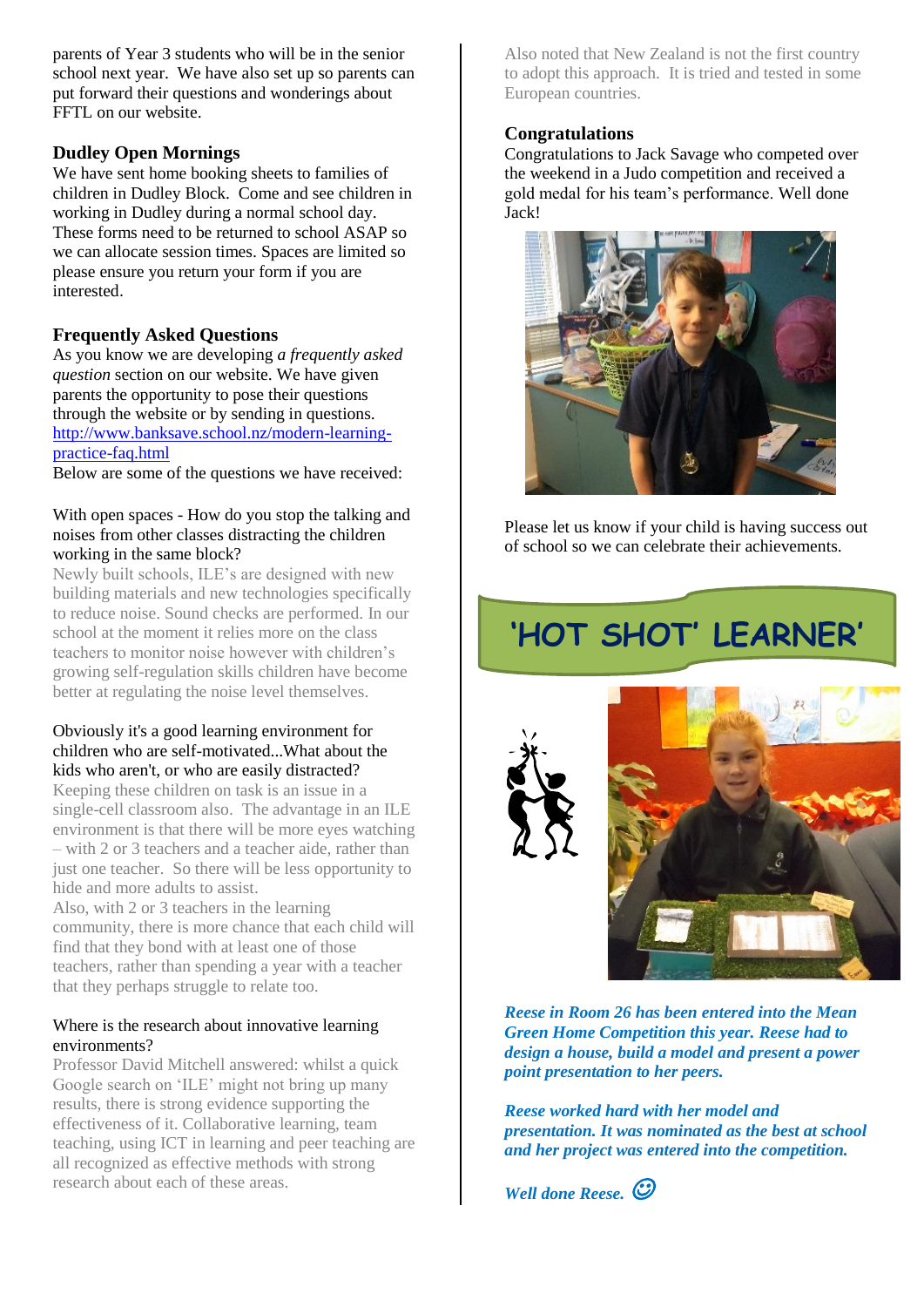parents of Year 3 students who will be in the senior school next year. We have also set up so parents can put forward their questions and wonderings about FFTL on our website.

### Dudley Open Mornings

We have sent home booking sheets to families of children in Dudley Block. Come and see children in working in Dudley during a normal school day. These forms need to be returned to school ASAP so we can allocate session times. Spaces are limited so please ensure you return your form if you are interested.

### Frequently Asked Questions

As you know we are developing *a frequently asked question* section on our website. We have given parents the opportunity to pose their questions through the website or by sending in questions.
http://www.banksave.school.nz/modern-learning-practice-faq.html
Below are some of the questions we have received:

With open spaces - How do you stop the talking and noises from other classes distracting the children working in the same block?

Newly built schools, ILE's are designed with new building materials and new technologies specifically to reduce noise. Sound checks are performed. In our school at the moment it relies more on the class teachers to monitor noise however with children's growing self-regulation skills children have become better at regulating the noise level themselves.

Obviously it's a good learning environment for children who are self-motivated...What about the kids who aren't, or who are easily distracted?

Keeping these children on task is an issue in a single-cell classroom also. The advantage in an ILE environment is that there will be more eyes watching – with 2 or 3 teachers and a teacher aide, rather than just one teacher. So there will be less opportunity to hide and more adults to assist.
Also, with 2 or 3 teachers in the learning community, there is more chance that each child will find that they bond with at least one of those teachers, rather than spending a year with a teacher that they perhaps struggle to relate too.

Where is the research about innovative learning environments?

Professor David Mitchell answered: whilst a quick Google search on 'ILE' might not bring up many results, there is strong evidence supporting the effectiveness of it. Collaborative learning, team teaching, using ICT in learning and peer teaching are all recognized as effective methods with strong research about each of these areas.

Also noted that New Zealand is not the first country to adopt this approach. It is tried and tested in some European countries.

### Congratulations

Congratulations to Jack Savage who competed over the weekend in a Judo competition and received a gold medal for his team's performance. Well done Jack!

Please let us know if your child is having success out of school so we can celebrate their achievements.

## 'HOT SHOT' LEARNER'

***Reese in Room 26 has been entered into the Mean Green Home Competition this year. Reese had to design a house, build a model and present a power point presentation to her peers.***

***Reese worked hard with her model and presentation. It was nominated as the best at school and her project was entered into the competition.***

***Well done Reese.*** ☺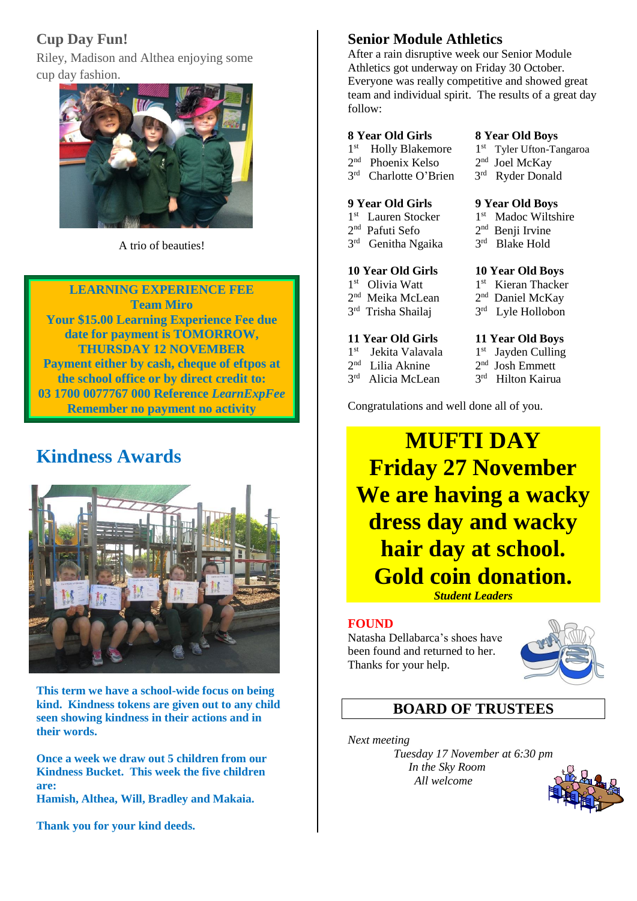## Cup Day Fun!

Riley, Madison and Althea enjoying some cup day fashion.

A trio of beauties!

**LEARNING EXPERIENCE FEE**
**Team Miro**
**Your $15.00 Learning Experience Fee due date for payment is TOMORROW, THURSDAY 12 NOVEMBER**
**Payment either by cash, cheque of eftpos at the school office or by direct credit to:**
**03 1700 0077767 000 Reference *LearnExpFee***
**Remember no payment no activity**

## Kindness Awards

**This term we have a school-wide focus on being kind. Kindness tokens are given out to any child seen showing kindness in their actions and in their words.**

**Once a week we draw out 5 children from our Kindness Bucket. This week the five children are:**
**Hamish, Althea, Will, Bradley and Makaia.**

**Thank you for your kind deeds.**

## Senior Module Athletics

After a rain disruptive week our Senior Module Athletics got underway on Friday 30 October. Everyone was really competitive and showed great team and individual spirit. The results of a great day follow:

| **8 Year Old Girls** | **8 Year Old Boys** |
|---|---|
| 1st Holly Blakemore | 1st Tyler Ufton-Tangaroa |
| 2nd Phoenix Kelso | 2nd Joel McKay |
| 3rd Charlotte O'Brien | 3rd Ryder Donald |

| **9 Year Old Girls** | **9 Year Old Boys** |
|---|---|
| 1st Lauren Stocker | 1st Madoc Wiltshire |
| 2nd Pafuti Sefo | 2nd Benji Irvine |
| 3rd Genitha Ngaika | 3rd Blake Hold |

| **10 Year Old Girls** | **10 Year Old Boys** |
|---|---|
| 1st Olivia Watt | 1st Kieran Thacker |
| 2nd Meika McLean | 2nd Daniel McKay |
| 3rd Trisha Shailaj | 3rd Lyle Hollobon |

| **11 Year Old Girls** | **11 Year Old Boys** |
|---|---|
| 1st Jekita Valavala | 1st Jayden Culling |
| 2nd Lilia Aknine | 2nd Josh Emmett |
| 3rd Alicia McLean | 3rd Hilton Kairua |

Congratulations and well done all of you.

**MUFTI DAY**
**Friday 27 November**
**We are having a wacky dress day and wacky hair day at school.**
**Gold coin donation.**
***Student Leaders***

**FOUND**

Natasha Dellabarca's shoes have been found and returned to her. Thanks for your help.

## BOARD OF TRUSTEES

*Next meeting*
*Tuesday 17 November at 6:30 pm*
*In the Sky Room*
*All welcome*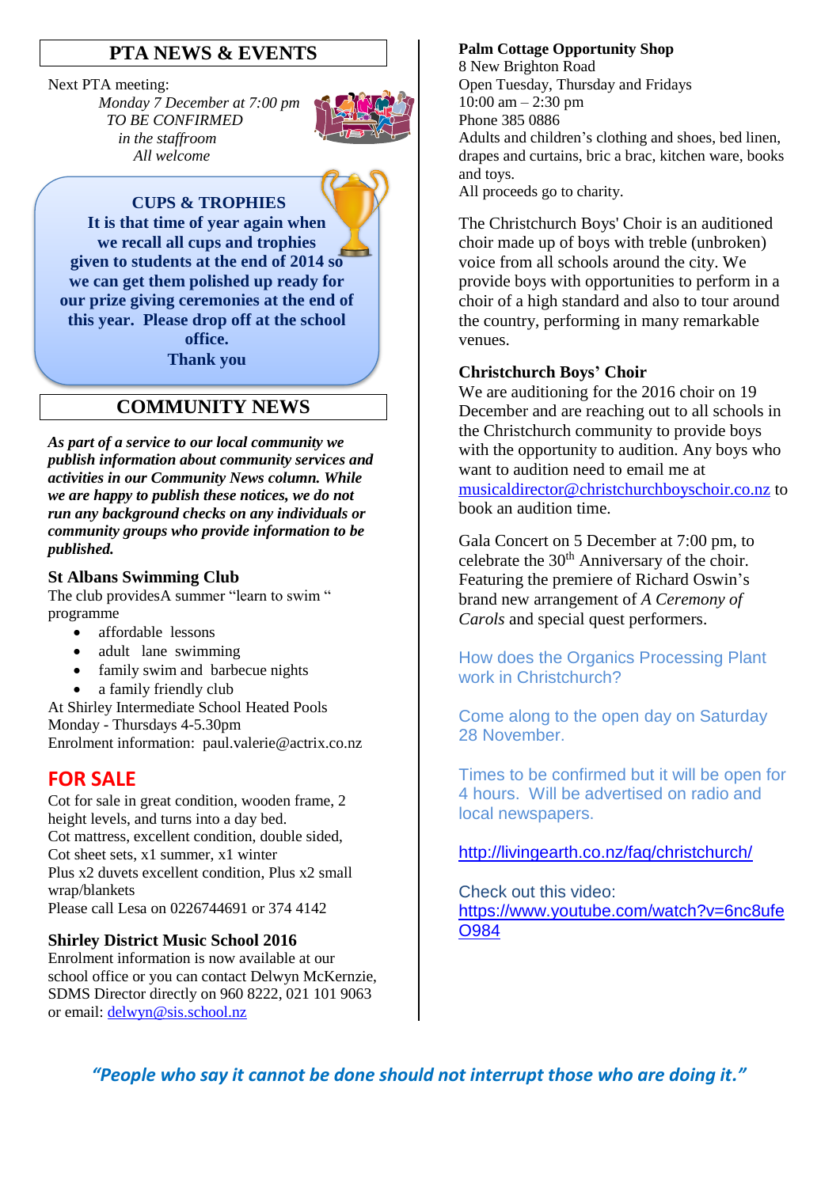## PTA NEWS & EVENTS

Next PTA meeting:

*Monday 7 December at 7:00 pm*
*TO BE CONFIRMED*
*in the staffroom*
*All welcome*

**CUPS & TROPHIES**
**It is that time of year again when we recall all cups and trophies given to students at the end of 2014 so we can get them polished up ready for our prize giving ceremonies at the end of this year. Please drop off at the school office.**
**Thank you**

## COMMUNITY NEWS

***As part of a service to our local community we publish information about community services and activities in our Community News column. While we are happy to publish these notices, we do not run any background checks on any individuals or community groups who provide information to be published.***

### St Albans Swimming Club

The club providesA summer "learn to swim " programme

- affordable lessons
- adult lane swimming
- family swim and barbecue nights
- a family friendly club

At Shirley Intermediate School Heated Pools
Monday - Thursdays 4-5.30pm
Enrolment information: paul.valerie@actrix.co.nz

## FOR SALE

Cot for sale in great condition, wooden frame, 2 height levels, and turns into a day bed.
Cot mattress, excellent condition, double sided,
Cot sheet sets, x1 summer, x1 winter
Plus x2 duvets excellent condition, Plus x2 small wrap/blankets
Please call Lesa on 0226744691 or 374 4142

### Shirley District Music School 2016

Enrolment information is now available at our school office or you can contact Delwyn McKernzie, SDMS Director directly on 960 8222, 021 101 9063 or email: delwyn@sis.school.nz

### Palm Cottage Opportunity Shop

8 New Brighton Road
Open Tuesday, Thursday and Fridays
10:00 am – 2:30 pm
Phone 385 0886
Adults and children's clothing and shoes, bed linen, drapes and curtains, bric a brac, kitchen ware, books and toys.
All proceeds go to charity.

The Christchurch Boys' Choir is an auditioned choir made up of boys with treble (unbroken) voice from all schools around the city. We provide boys with opportunities to perform in a choir of a high standard and also to tour around the country, performing in many remarkable venues.

### Christchurch Boys' Choir

We are auditioning for the 2016 choir on 19 December and are reaching out to all schools in the Christchurch community to provide boys with the opportunity to audition. Any boys who want to audition need to email me at musicaldirector@christchurchboyschoir.co.nz to book an audition time.

Gala Concert on 5 December at 7:00 pm, to celebrate the 30th Anniversary of the choir. Featuring the premiere of Richard Oswin's brand new arrangement of *A Ceremony of Carols* and special quest performers.

How does the Organics Processing Plant work in Christchurch?

Come along to the open day on Saturday 28 November.

Times to be confirmed but it will be open for 4 hours. Will be advertised on radio and local newspapers.

http://livingearth.co.nz/faq/christchurch/

Check out this video:
https://www.youtube.com/watch?v=6nc8ufeO984

***"People who say it cannot be done should not interrupt those who are doing it."***